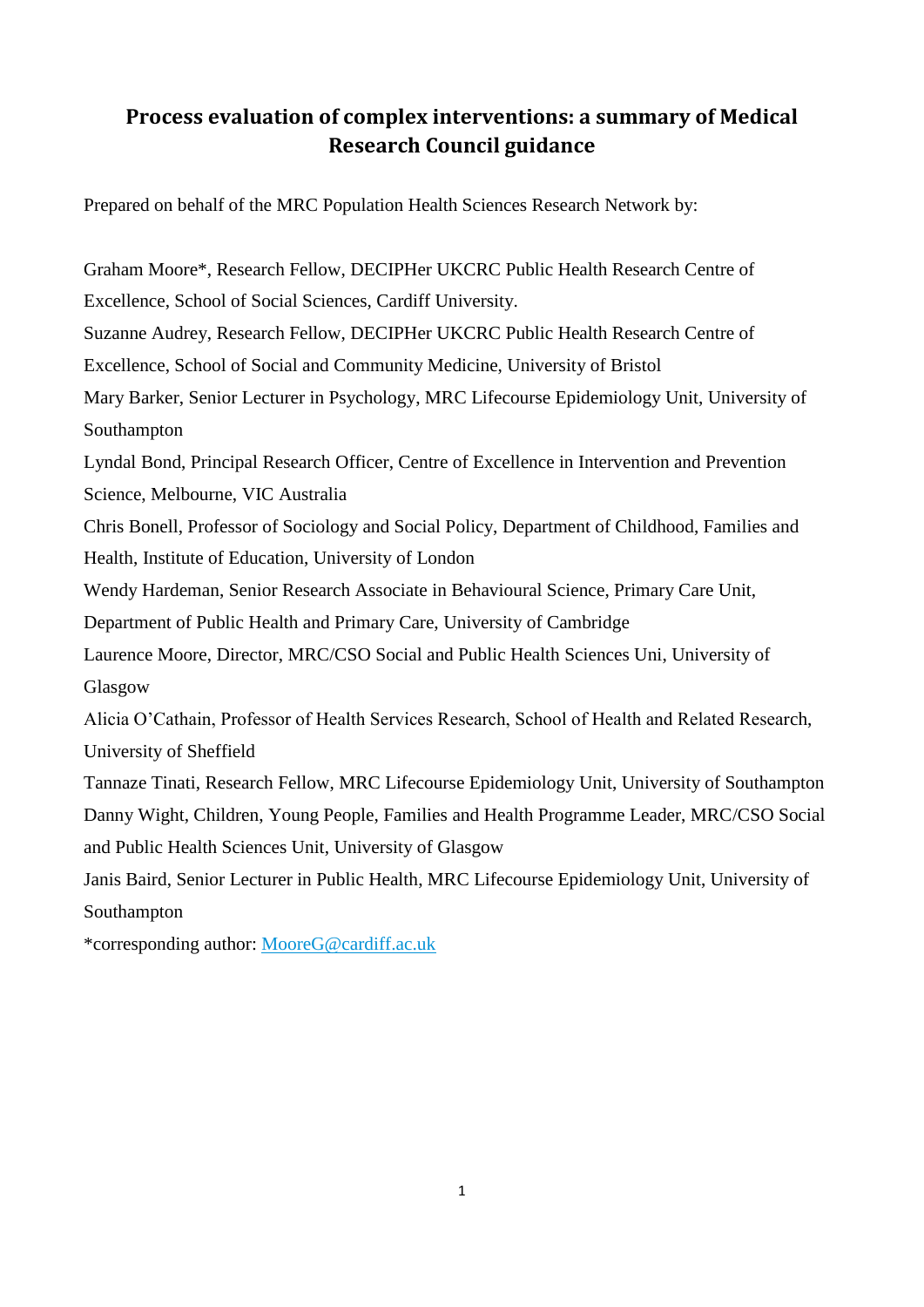# Process evaluation of complex interventions: a summary of Medical Research Council guidance

Prepared on behalf of the MRC Population Health Sciences Research Network by:

Graham Moore*, Research Fellow, DECIPHer UKCRC Public Health Research Centre of Excellence, School of Social Sciences, Cardiff University.

Suzanne Audrey, Research Fellow, DECIPHer UKCRC Public Health Research Centre of Excellence, School of Social and Community Medicine, University of Bristol

Mary Barker, Senior Lecturer in Psychology, MRC Lifecourse Epidemiology Unit, University of Southampton

Lyndal Bond, Principal Research Officer, Centre of Excellence in Intervention and Prevention Science, Melbourne, VIC Australia

Chris Bonell, Professor of Sociology and Social Policy, Department of Childhood, Families and Health, Institute of Education, University of London

Wendy Hardeman, Senior Research Associate in Behavioural Science, Primary Care Unit, Department of Public Health and Primary Care, University of Cambridge

Laurence Moore, Director, MRC/CSO Social and Public Health Sciences Uni, University of Glasgow

Alicia O'Cathain, Professor of Health Services Research, School of Health and Related Research, University of Sheffield

Tannaze Tinati, Research Fellow, MRC Lifecourse Epidemiology Unit, University of Southampton

Danny Wight, Children, Young People, Families and Health Programme Leader, MRC/CSO Social and Public Health Sciences Unit, University of Glasgow

Janis Baird, Senior Lecturer in Public Health, MRC Lifecourse Epidemiology Unit, University of Southampton

*corresponding author: MooreG@cardiff.ac.uk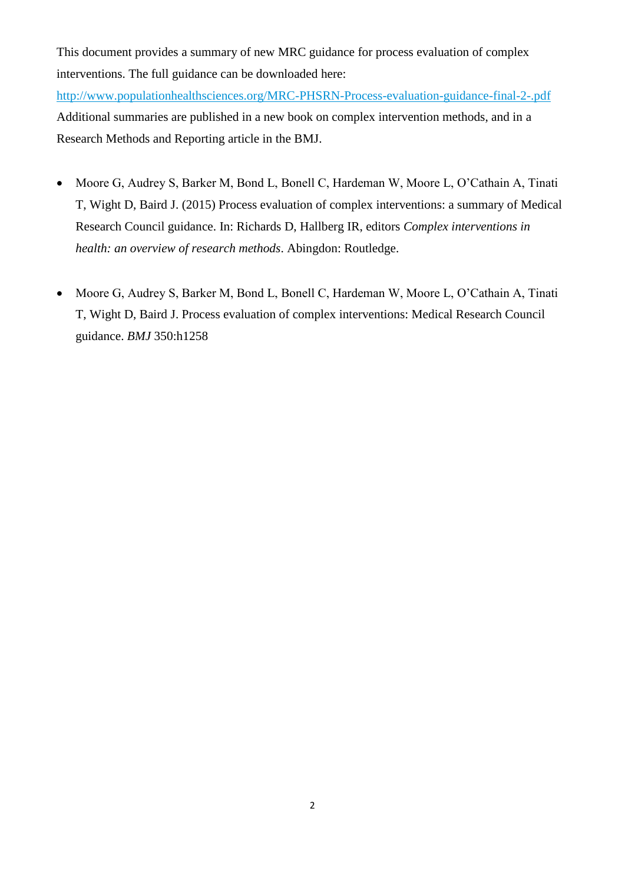This document provides a summary of new MRC guidance for process evaluation of complex interventions. The full guidance can be downloaded here: [http://www.populationhealthsciences.org/MRC-PHSRN-Process-evaluation-guidance-final-2-.pdf](http://www.populationhealthsciences.org/MRC-PHSRN-Process-evaluation-guidance-final-2-.pdf) Additional summaries are published in a new book on complex intervention methods, and in a Research Methods and Reporting article in the BMJ.

- Moore G, Audrey S, Barker M, Bond L, Bonell C, Hardeman W, Moore L, O'Cathain A, Tinati T, Wight D, Baird J. (2015) Process evaluation of complex interventions: a summary of Medical Research Council guidance. In: Richards D, Hallberg IR, editors *Complex interventions in health: an overview of research methods*. Abingdon: Routledge.

- Moore G, Audrey S, Barker M, Bond L, Bonell C, Hardeman W, Moore L, O'Cathain A, Tinati T, Wight D, Baird J. Process evaluation of complex interventions: Medical Research Council guidance. *BMJ* 350:h1258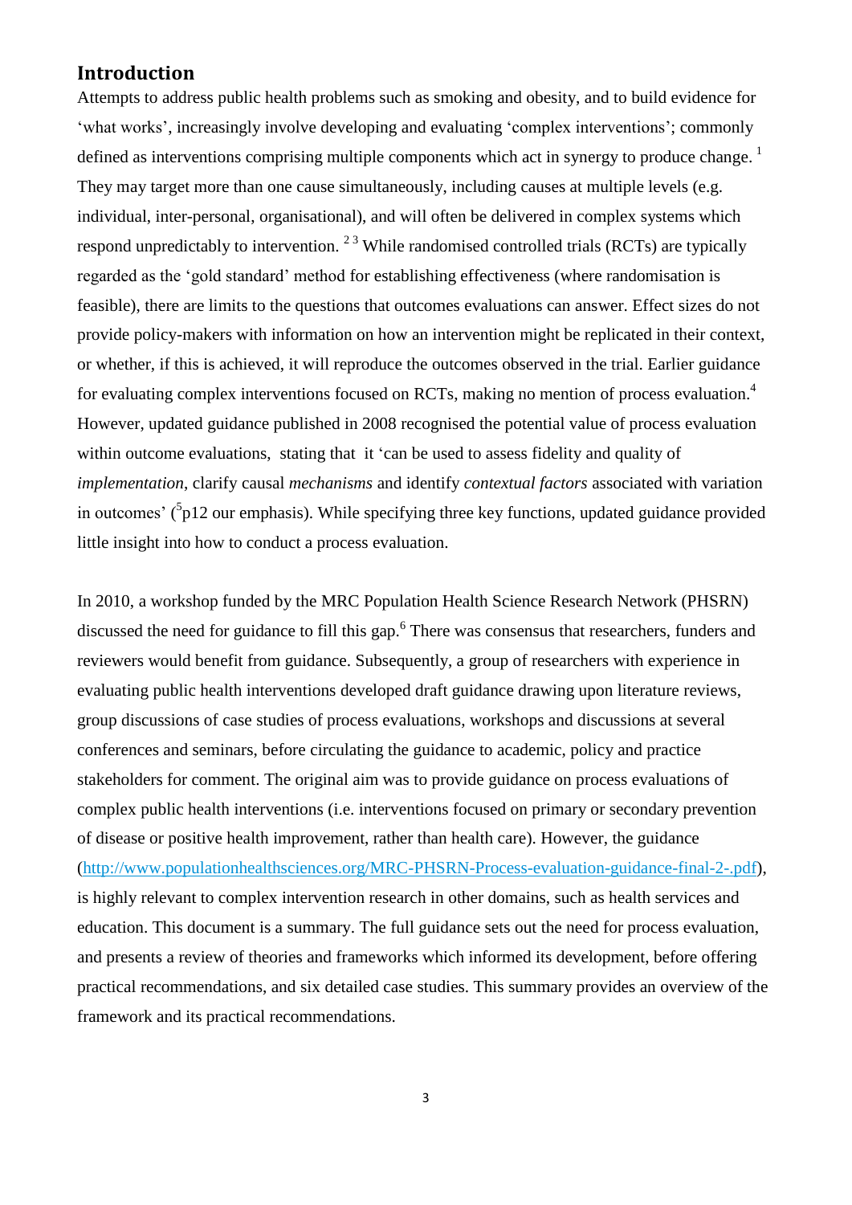## Introduction

Attempts to address public health problems such as smoking and obesity, and to build evidence for 'what works', increasingly involve developing and evaluating 'complex interventions'; commonly defined as interventions comprising multiple components which act in synergy to produce change. [1] They may target more than one cause simultaneously, including causes at multiple levels (e.g. individual, inter-personal, organisational), and will often be delivered in complex systems which respond unpredictably to intervention. [2 3] While randomised controlled trials (RCTs) are typically regarded as the 'gold standard' method for establishing effectiveness (where randomisation is feasible), there are limits to the questions that outcomes evaluations can answer. Effect sizes do not provide policy-makers with information on how an intervention might be replicated in their context, or whether, if this is achieved, it will reproduce the outcomes observed in the trial. Earlier guidance for evaluating complex interventions focused on RCTs, making no mention of process evaluation.[4] However, updated guidance published in 2008 recognised the potential value of process evaluation within outcome evaluations, stating that it 'can be used to assess fidelity and quality of *implementation*, clarify causal *mechanisms* and identify *contextual factors* associated with variation in outcomes' ([5]p12 our emphasis). While specifying three key functions, updated guidance provided little insight into how to conduct a process evaluation.

In 2010, a workshop funded by the MRC Population Health Science Research Network (PHSRN) discussed the need for guidance to fill this gap.[6] There was consensus that researchers, funders and reviewers would benefit from guidance. Subsequently, a group of researchers with experience in evaluating public health interventions developed draft guidance drawing upon literature reviews, group discussions of case studies of process evaluations, workshops and discussions at several conferences and seminars, before circulating the guidance to academic, policy and practice stakeholders for comment. The original aim was to provide guidance on process evaluations of complex public health interventions (i.e. interventions focused on primary or secondary prevention of disease or positive health improvement, rather than health care). However, the guidance (http://www.populationhealthsciences.org/MRC-PHSRN-Process-evaluation-guidance-final-2-.pdf), is highly relevant to complex intervention research in other domains, such as health services and education. This document is a summary. The full guidance sets out the need for process evaluation, and presents a review of theories and frameworks which informed its development, before offering practical recommendations, and six detailed case studies. This summary provides an overview of the framework and its practical recommendations.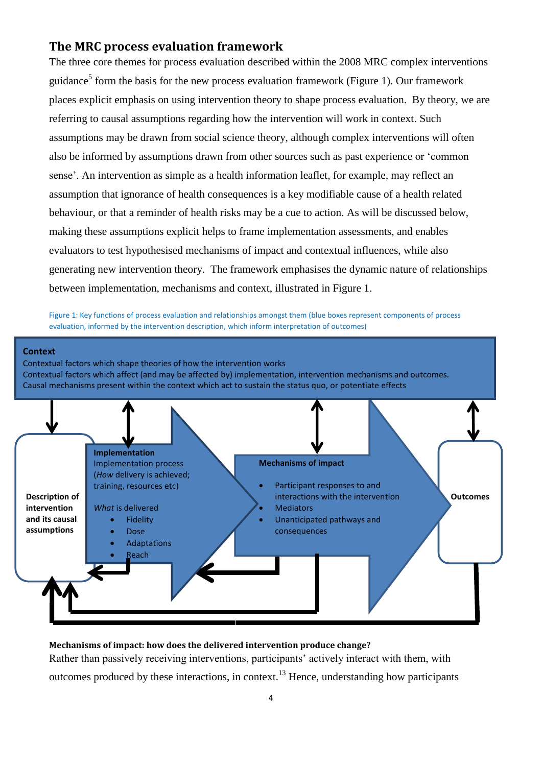## The MRC process evaluation framework

The three core themes for process evaluation described within the 2008 MRC complex interventions guidance[5] form the basis for the new process evaluation framework (Figure 1). Our framework places explicit emphasis on using intervention theory to shape process evaluation. By theory, we are referring to causal assumptions regarding how the intervention will work in context. Such assumptions may be drawn from social science theory, although complex interventions will often also be informed by assumptions drawn from other sources such as past experience or 'common sense'. An intervention as simple as a health information leaflet, for example, may reflect an assumption that ignorance of health consequences is a key modifiable cause of a health related behaviour, or that a reminder of health risks may be a cue to action. As will be discussed below, making these assumptions explicit helps to frame implementation assessments, and enables evaluators to test hypothesised mechanisms of impact and contextual influences, while also generating new intervention theory. The framework emphasises the dynamic nature of relationships between implementation, mechanisms and context, illustrated in Figure 1.

Figure 1: Key functions of process evaluation and relationships amongst them (blue boxes represent components of process evaluation, informed by the intervention description, which inform interpretation of outcomes)

**Context**
Contextual factors which shape theories of how the intervention works
Contextual factors which affect (and may be affected by) implementation, intervention mechanisms and outcomes.
Causal mechanisms present within the context which act to sustain the status quo, or potentiate effects

**Description of intervention and its causal assumptions**

**Implementation**
Implementation process
(*How* delivery is achieved; training, resources etc)

*What* is delivered

- Fidelity
- Dose
- Adaptations
- Reach

**Mechanisms of impact**

- Participant responses to and interactions with the intervention
- Mediators
- Unanticipated pathways and consequences

**Outcomes**

**Mechanisms of impact: how does the delivered intervention produce change?**

Rather than passively receiving interventions, participants' actively interact with them, with outcomes produced by these interactions, in context.[13] Hence, understanding how participants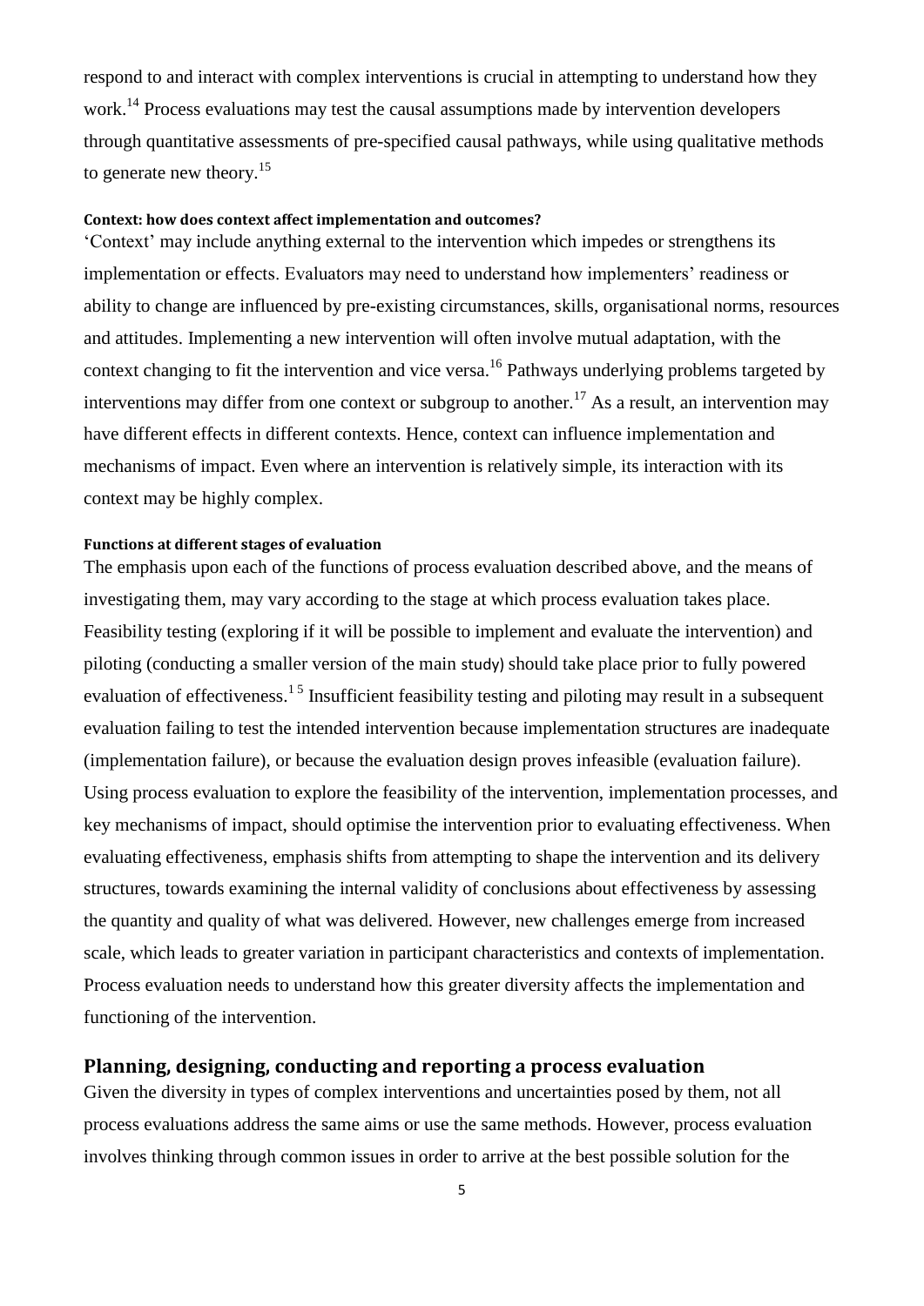respond to and interact with complex interventions is crucial in attempting to understand how they work.[14] Process evaluations may test the causal assumptions made by intervention developers through quantitative assessments of pre-specified causal pathways, while using qualitative methods to generate new theory.[15]

### Context: how does context affect implementation and outcomes?

'Context' may include anything external to the intervention which impedes or strengthens its implementation or effects. Evaluators may need to understand how implementers' readiness or ability to change are influenced by pre-existing circumstances, skills, organisational norms, resources and attitudes. Implementing a new intervention will often involve mutual adaptation, with the context changing to fit the intervention and vice versa.[16] Pathways underlying problems targeted by interventions may differ from one context or subgroup to another.[17] As a result, an intervention may have different effects in different contexts. Hence, context can influence implementation and mechanisms of impact. Even where an intervention is relatively simple, its interaction with its context may be highly complex.

### Functions at different stages of evaluation

The emphasis upon each of the functions of process evaluation described above, and the means of investigating them, may vary according to the stage at which process evaluation takes place. Feasibility testing (exploring if it will be possible to implement and evaluate the intervention) and piloting (conducting a smaller version of the main study) should take place prior to fully powered evaluation of effectiveness.[1 5] Insufficient feasibility testing and piloting may result in a subsequent evaluation failing to test the intended intervention because implementation structures are inadequate (implementation failure), or because the evaluation design proves infeasible (evaluation failure). Using process evaluation to explore the feasibility of the intervention, implementation processes, and key mechanisms of impact, should optimise the intervention prior to evaluating effectiveness. When evaluating effectiveness, emphasis shifts from attempting to shape the intervention and its delivery structures, towards examining the internal validity of conclusions about effectiveness by assessing the quantity and quality of what was delivered. However, new challenges emerge from increased scale, which leads to greater variation in participant characteristics and contexts of implementation. Process evaluation needs to understand how this greater diversity affects the implementation and functioning of the intervention.

## Planning, designing, conducting and reporting a process evaluation

Given the diversity in types of complex interventions and uncertainties posed by them, not all process evaluations address the same aims or use the same methods. However, process evaluation involves thinking through common issues in order to arrive at the best possible solution for the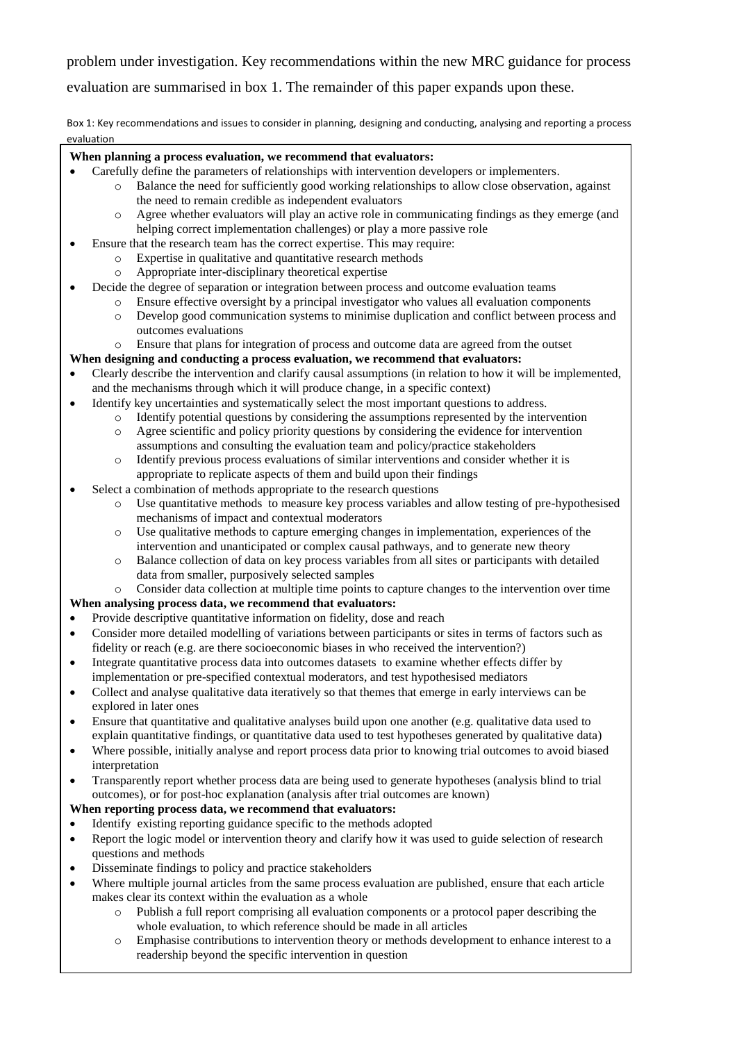problem under investigation. Key recommendations within the new MRC guidance for process evaluation are summarised in box 1. The remainder of this paper expands upon these.

Box 1: Key recommendations and issues to consider in planning, designing and conducting, analysing and reporting a process evaluation

**When planning a process evaluation, we recommend that evaluators:**

- Carefully define the parameters of relationships with intervention developers or implementers.
  - Balance the need for sufficiently good working relationships to allow close observation, against the need to remain credible as independent evaluators
  - Agree whether evaluators will play an active role in communicating findings as they emerge (and helping correct implementation challenges) or play a more passive role
- Ensure that the research team has the correct expertise. This may require:
  - Expertise in qualitative and quantitative research methods
  - Appropriate inter-disciplinary theoretical expertise
- Decide the degree of separation or integration between process and outcome evaluation teams
  - Ensure effective oversight by a principal investigator who values all evaluation components
  - Develop good communication systems to minimise duplication and conflict between process and outcomes evaluations
  - Ensure that plans for integration of process and outcome data are agreed from the outset

**When designing and conducting a process evaluation, we recommend that evaluators:**

- Clearly describe the intervention and clarify causal assumptions (in relation to how it will be implemented, and the mechanisms through which it will produce change, in a specific context)
- Identify key uncertainties and systematically select the most important questions to address.
  - Identify potential questions by considering the assumptions represented by the intervention
  - Agree scientific and policy priority questions by considering the evidence for intervention assumptions and consulting the evaluation team and policy/practice stakeholders
  - Identify previous process evaluations of similar interventions and consider whether it is appropriate to replicate aspects of them and build upon their findings
- Select a combination of methods appropriate to the research questions
  - Use quantitative methods to measure key process variables and allow testing of pre-hypothesised mechanisms of impact and contextual moderators
  - Use qualitative methods to capture emerging changes in implementation, experiences of the intervention and unanticipated or complex causal pathways, and to generate new theory
  - Balance collection of data on key process variables from all sites or participants with detailed data from smaller, purposively selected samples
  - Consider data collection at multiple time points to capture changes to the intervention over time

**When analysing process data, we recommend that evaluators:**

- Provide descriptive quantitative information on fidelity, dose and reach
- Consider more detailed modelling of variations between participants or sites in terms of factors such as fidelity or reach (e.g. are there socioeconomic biases in who received the intervention?)
- Integrate quantitative process data into outcomes datasets to examine whether effects differ by implementation or pre-specified contextual moderators, and test hypothesised mediators
- Collect and analyse qualitative data iteratively so that themes that emerge in early interviews can be explored in later ones
- Ensure that quantitative and qualitative analyses build upon one another (e.g. qualitative data used to explain quantitative findings, or quantitative data used to test hypotheses generated by qualitative data)
- Where possible, initially analyse and report process data prior to knowing trial outcomes to avoid biased interpretation
- Transparently report whether process data are being used to generate hypotheses (analysis blind to trial outcomes), or for post-hoc explanation (analysis after trial outcomes are known)

**When reporting process data, we recommend that evaluators:**

- Identify existing reporting guidance specific to the methods adopted
- Report the logic model or intervention theory and clarify how it was used to guide selection of research questions and methods
- Disseminate findings to policy and practice stakeholders
- Where multiple journal articles from the same process evaluation are published, ensure that each article makes clear its context within the evaluation as a whole
  - Publish a full report comprising all evaluation components or a protocol paper describing the whole evaluation, to which reference should be made in all articles
  - Emphasise contributions to intervention theory or methods development to enhance interest to a readership beyond the specific intervention in question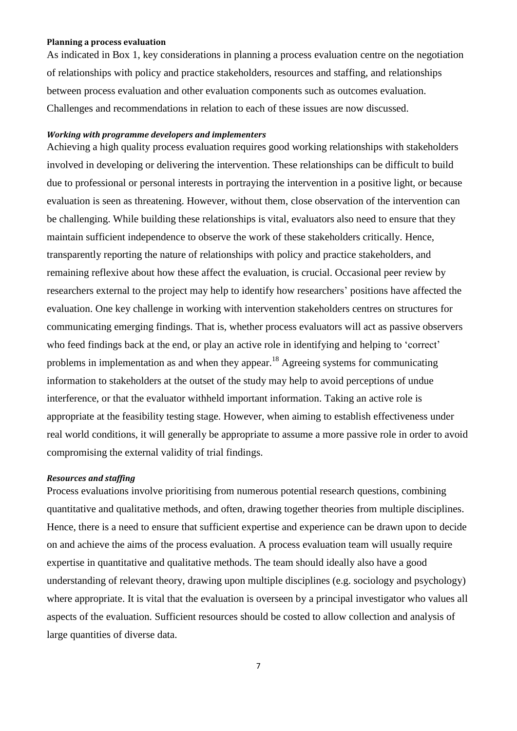### Planning a process evaluation

As indicated in Box 1, key considerations in planning a process evaluation centre on the negotiation of relationships with policy and practice stakeholders, resources and staffing, and relationships between process evaluation and other evaluation components such as outcomes evaluation. Challenges and recommendations in relation to each of these issues are now discussed.

#### *Working with programme developers and implementers*

Achieving a high quality process evaluation requires good working relationships with stakeholders involved in developing or delivering the intervention. These relationships can be difficult to build due to professional or personal interests in portraying the intervention in a positive light, or because evaluation is seen as threatening. However, without them, close observation of the intervention can be challenging. While building these relationships is vital, evaluators also need to ensure that they maintain sufficient independence to observe the work of these stakeholders critically. Hence, transparently reporting the nature of relationships with policy and practice stakeholders, and remaining reflexive about how these affect the evaluation, is crucial. Occasional peer review by researchers external to the project may help to identify how researchers' positions have affected the evaluation. One key challenge in working with intervention stakeholders centres on structures for communicating emerging findings. That is, whether process evaluators will act as passive observers who feed findings back at the end, or play an active role in identifying and helping to 'correct' problems in implementation as and when they appear.[18] Agreeing systems for communicating information to stakeholders at the outset of the study may help to avoid perceptions of undue interference, or that the evaluator withheld important information. Taking an active role is appropriate at the feasibility testing stage. However, when aiming to establish effectiveness under real world conditions, it will generally be appropriate to assume a more passive role in order to avoid compromising the external validity of trial findings.

#### *Resources and staffing*

Process evaluations involve prioritising from numerous potential research questions, combining quantitative and qualitative methods, and often, drawing together theories from multiple disciplines. Hence, there is a need to ensure that sufficient expertise and experience can be drawn upon to decide on and achieve the aims of the process evaluation. A process evaluation team will usually require expertise in quantitative and qualitative methods. The team should ideally also have a good understanding of relevant theory, drawing upon multiple disciplines (e.g. sociology and psychology) where appropriate. It is vital that the evaluation is overseen by a principal investigator who values all aspects of the evaluation. Sufficient resources should be costed to allow collection and analysis of large quantities of diverse data.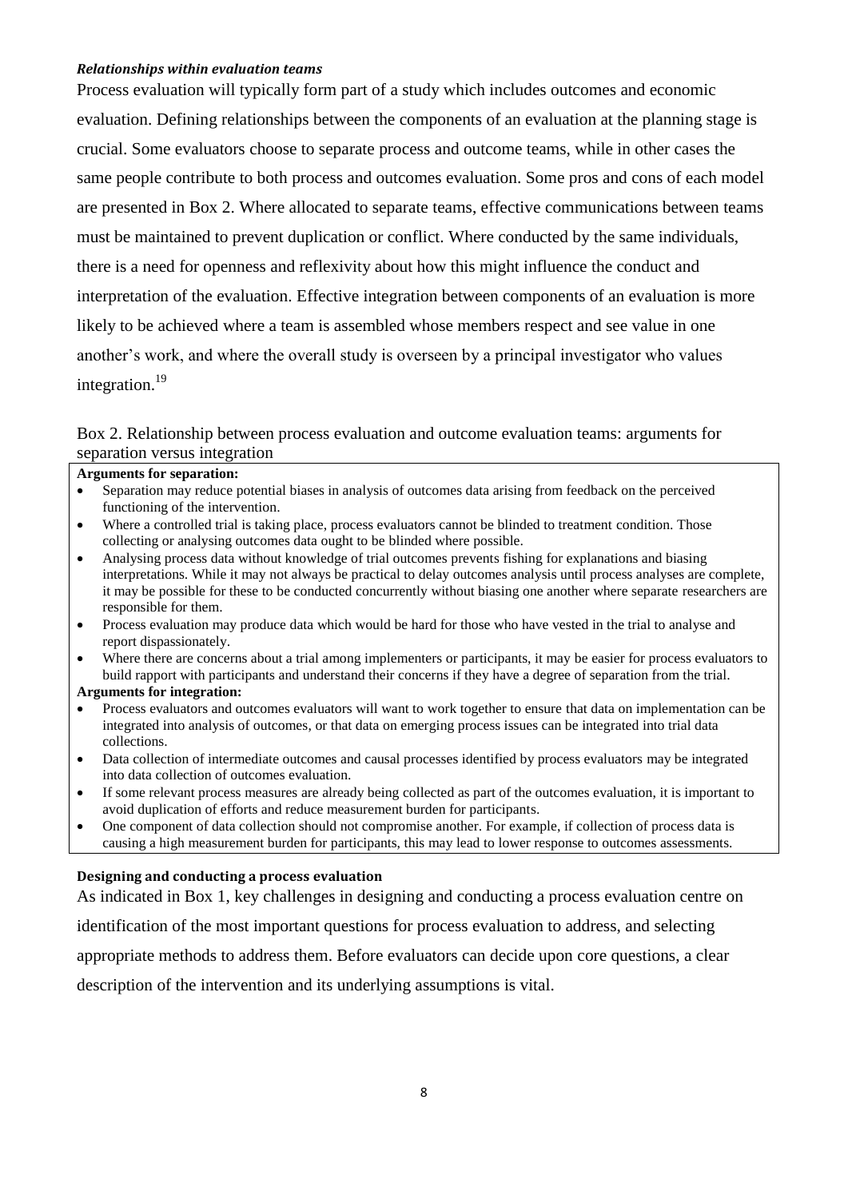### *Relationships within evaluation teams*

Process evaluation will typically form part of a study which includes outcomes and economic evaluation. Defining relationships between the components of an evaluation at the planning stage is crucial. Some evaluators choose to separate process and outcome teams, while in other cases the same people contribute to both process and outcomes evaluation. Some pros and cons of each model are presented in Box 2. Where allocated to separate teams, effective communications between teams must be maintained to prevent duplication or conflict. Where conducted by the same individuals, there is a need for openness and reflexivity about how this might influence the conduct and interpretation of the evaluation. Effective integration between components of an evaluation is more likely to be achieved where a team is assembled whose members respect and see value in one another's work, and where the overall study is overseen by a principal investigator who values integration.[19]

Box 2. Relationship between process evaluation and outcome evaluation teams: arguments for separation versus integration

**Arguments for separation:**

- Separation may reduce potential biases in analysis of outcomes data arising from feedback on the perceived functioning of the intervention.
- Where a controlled trial is taking place, process evaluators cannot be blinded to treatment condition. Those collecting or analysing outcomes data ought to be blinded where possible.
- Analysing process data without knowledge of trial outcomes prevents fishing for explanations and biasing interpretations. While it may not always be practical to delay outcomes analysis until process analyses are complete, it may be possible for these to be conducted concurrently without biasing one another where separate researchers are responsible for them.
- Process evaluation may produce data which would be hard for those who have vested in the trial to analyse and report dispassionately.
- Where there are concerns about a trial among implementers or participants, it may be easier for process evaluators to build rapport with participants and understand their concerns if they have a degree of separation from the trial.

**Arguments for integration:**

- Process evaluators and outcomes evaluators will want to work together to ensure that data on implementation can be integrated into analysis of outcomes, or that data on emerging process issues can be integrated into trial data collections.
- Data collection of intermediate outcomes and causal processes identified by process evaluators may be integrated into data collection of outcomes evaluation.
- If some relevant process measures are already being collected as part of the outcomes evaluation, it is important to avoid duplication of efforts and reduce measurement burden for participants.
- One component of data collection should not compromise another. For example, if collection of process data is causing a high measurement burden for participants, this may lead to lower response to outcomes assessments.

### **Designing and conducting a process evaluation**

As indicated in Box 1, key challenges in designing and conducting a process evaluation centre on identification of the most important questions for process evaluation to address, and selecting appropriate methods to address them. Before evaluators can decide upon core questions, a clear description of the intervention and its underlying assumptions is vital.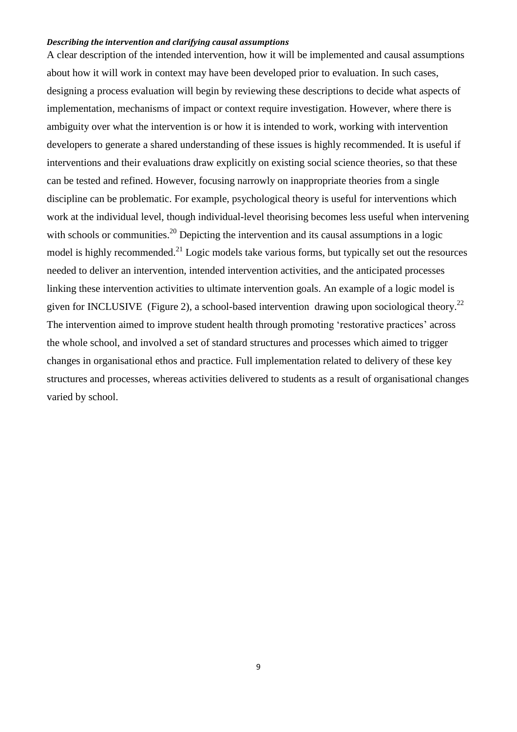***Describing the intervention and clarifying causal assumptions***

A clear description of the intended intervention, how it will be implemented and causal assumptions about how it will work in context may have been developed prior to evaluation. In such cases, designing a process evaluation will begin by reviewing these descriptions to decide what aspects of implementation, mechanisms of impact or context require investigation. However, where there is ambiguity over what the intervention is or how it is intended to work, working with intervention developers to generate a shared understanding of these issues is highly recommended. It is useful if interventions and their evaluations draw explicitly on existing social science theories, so that these can be tested and refined. However, focusing narrowly on inappropriate theories from a single discipline can be problematic. For example, psychological theory is useful for interventions which work at the individual level, though individual-level theorising becomes less useful when intervening with schools or communities.[20] Depicting the intervention and its causal assumptions in a logic model is highly recommended.[21] Logic models take various forms, but typically set out the resources needed to deliver an intervention, intended intervention activities, and the anticipated processes linking these intervention activities to ultimate intervention goals. An example of a logic model is given for INCLUSIVE (Figure 2), a school-based intervention drawing upon sociological theory.[22] The intervention aimed to improve student health through promoting 'restorative practices' across the whole school, and involved a set of standard structures and processes which aimed to trigger changes in organisational ethos and practice. Full implementation related to delivery of these key structures and processes, whereas activities delivered to students as a result of organisational changes varied by school.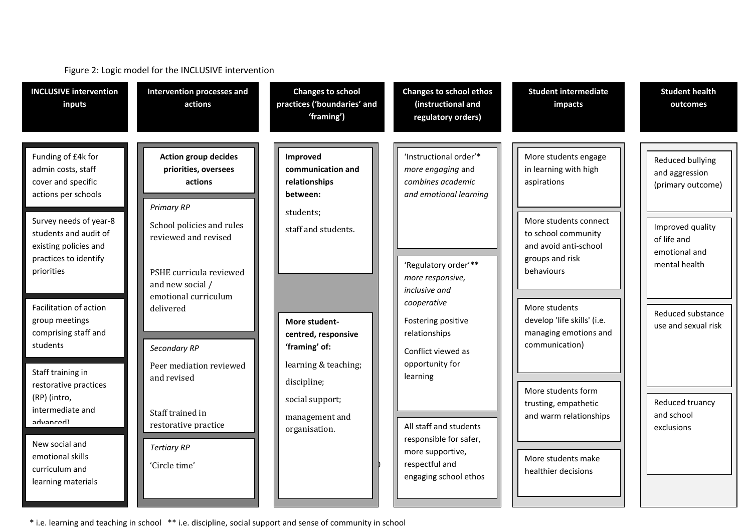Figure 2: Logic model for the INCLUSIVE intervention

| INCLUSIVE intervention inputs | Intervention processes and actions | Changes to school practices ('boundaries' and 'framing') | Changes to school ethos (instructional and regulatory orders) | Student intermediate impacts | Student health outcomes |
|---|---|---|---|---|---|
| Funding of £4k for admin costs, staff cover and specific actions per schools | **Action group decides priorities, oversees actions** | **Improved communication and relationships between:** students; staff and students. | 'Instructional order'* *more engaging* and *combines academic and emotional learning* | More students engage in learning with high aspirations | Reduced bullying and aggression (primary outcome) |
| Survey needs of year-8 students and audit of existing policies and practices to identify priorities | *Primary RP* School policies and rules reviewed and revised; PSHE curricula reviewed and new social / emotional curriculum delivered | | 'Regulatory order'** *more responsive, inclusive and cooperative* Fostering positive relationships; Conflict viewed as opportunity for learning | More students connect to school community and avoid anti-school groups and risk behaviours | Improved quality of life and emotional and mental health |
| Facilitation of action group meetings comprising staff and students | *Secondary RP* Peer mediation reviewed and revised; Staff trained in restorative practice | **More student-centred, responsive 'framing' of:** learning & teaching; discipline; social support; management and organisation. | | More students develop 'life skills' (i.e. managing emotions and communication) | Reduced substance use and sexual risk |
| Staff training in restorative practices (RP) (intro, intermediate and advanced) | | | | More students form trusting, empathetic and warm relationships | Reduced truancy and school exclusions |
| New social and emotional skills curriculum and learning materials | *Tertiary RP* 'Circle time' | | All staff and students responsible for safer, more supportive, respectful and engaging school ethos | More students make healthier decisions | |

* i.e. learning and teaching in school ** i.e. discipline, social support and sense of community in school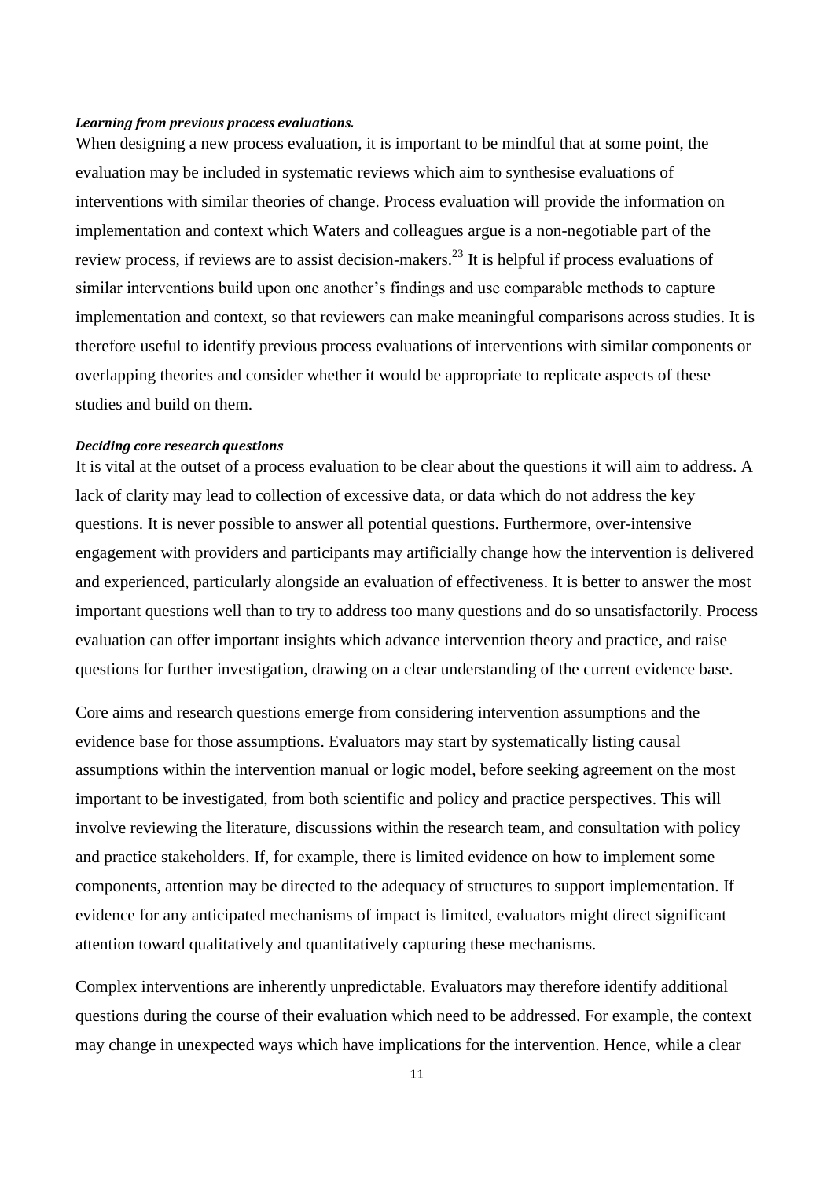***Learning from previous process evaluations.***

When designing a new process evaluation, it is important to be mindful that at some point, the evaluation may be included in systematic reviews which aim to synthesise evaluations of interventions with similar theories of change. Process evaluation will provide the information on implementation and context which Waters and colleagues argue is a non-negotiable part of the review process, if reviews are to assist decision-makers.[23] It is helpful if process evaluations of similar interventions build upon one another's findings and use comparable methods to capture implementation and context, so that reviewers can make meaningful comparisons across studies. It is therefore useful to identify previous process evaluations of interventions with similar components or overlapping theories and consider whether it would be appropriate to replicate aspects of these studies and build on them.

***Deciding core research questions***

It is vital at the outset of a process evaluation to be clear about the questions it will aim to address. A lack of clarity may lead to collection of excessive data, or data which do not address the key questions. It is never possible to answer all potential questions. Furthermore, over-intensive engagement with providers and participants may artificially change how the intervention is delivered and experienced, particularly alongside an evaluation of effectiveness. It is better to answer the most important questions well than to try to address too many questions and do so unsatisfactorily. Process evaluation can offer important insights which advance intervention theory and practice, and raise questions for further investigation, drawing on a clear understanding of the current evidence base.

Core aims and research questions emerge from considering intervention assumptions and the evidence base for those assumptions. Evaluators may start by systematically listing causal assumptions within the intervention manual or logic model, before seeking agreement on the most important to be investigated, from both scientific and policy and practice perspectives. This will involve reviewing the literature, discussions within the research team, and consultation with policy and practice stakeholders. If, for example, there is limited evidence on how to implement some components, attention may be directed to the adequacy of structures to support implementation. If evidence for any anticipated mechanisms of impact is limited, evaluators might direct significant attention toward qualitatively and quantitatively capturing these mechanisms.

Complex interventions are inherently unpredictable. Evaluators may therefore identify additional questions during the course of their evaluation which need to be addressed. For example, the context may change in unexpected ways which have implications for the intervention. Hence, while a clear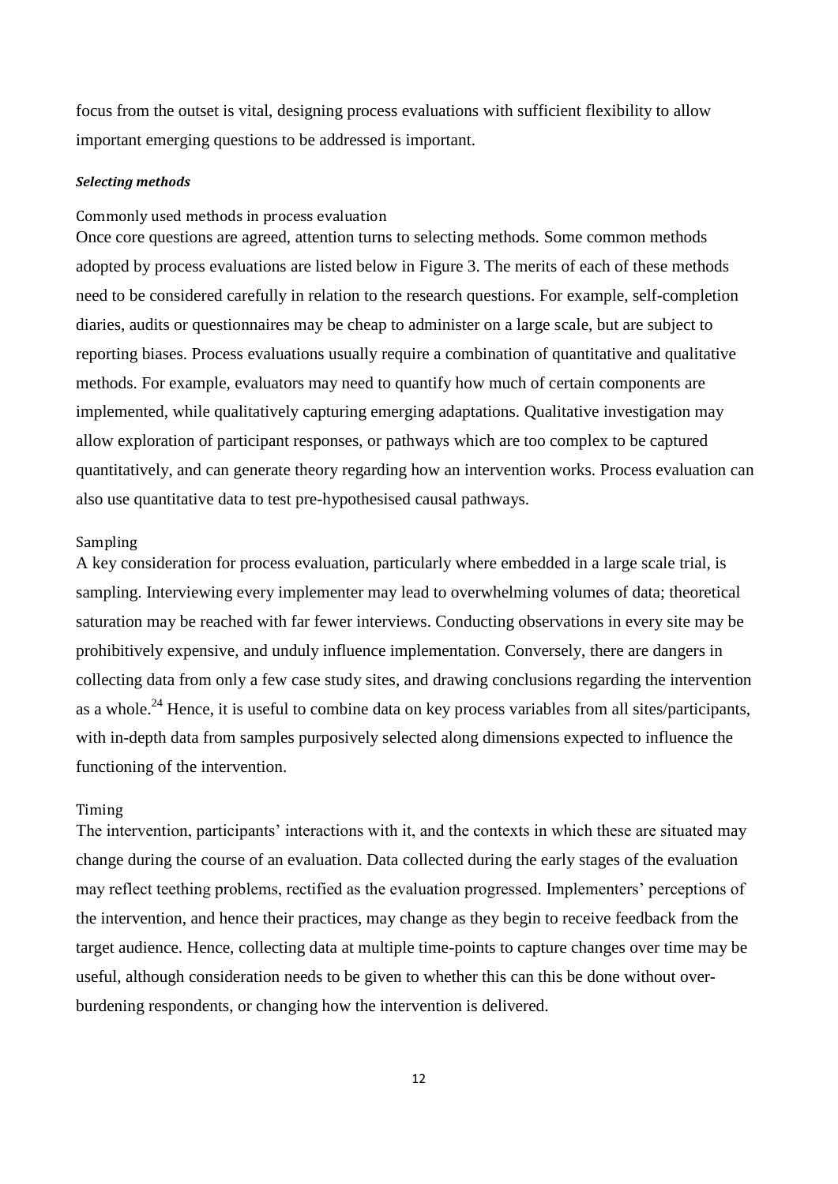focus from the outset is vital, designing process evaluations with sufficient flexibility to allow important emerging questions to be addressed is important.

### *Selecting methods*

#### Commonly used methods in process evaluation

Once core questions are agreed, attention turns to selecting methods. Some common methods adopted by process evaluations are listed below in Figure 3. The merits of each of these methods need to be considered carefully in relation to the research questions. For example, self-completion diaries, audits or questionnaires may be cheap to administer on a large scale, but are subject to reporting biases. Process evaluations usually require a combination of quantitative and qualitative methods. For example, evaluators may need to quantify how much of certain components are implemented, while qualitatively capturing emerging adaptations. Qualitative investigation may allow exploration of participant responses, or pathways which are too complex to be captured quantitatively, and can generate theory regarding how an intervention works. Process evaluation can also use quantitative data to test pre-hypothesised causal pathways.

#### Sampling

A key consideration for process evaluation, particularly where embedded in a large scale trial, is sampling. Interviewing every implementer may lead to overwhelming volumes of data; theoretical saturation may be reached with far fewer interviews. Conducting observations in every site may be prohibitively expensive, and unduly influence implementation. Conversely, there are dangers in collecting data from only a few case study sites, and drawing conclusions regarding the intervention as a whole.[24] Hence, it is useful to combine data on key process variables from all sites/participants, with in-depth data from samples purposively selected along dimensions expected to influence the functioning of the intervention.

#### Timing

The intervention, participants' interactions with it, and the contexts in which these are situated may change during the course of an evaluation. Data collected during the early stages of the evaluation may reflect teething problems, rectified as the evaluation progressed. Implementers' perceptions of the intervention, and hence their practices, may change as they begin to receive feedback from the target audience. Hence, collecting data at multiple time-points to capture changes over time may be useful, although consideration needs to be given to whether this can this be done without over-burdening respondents, or changing how the intervention is delivered.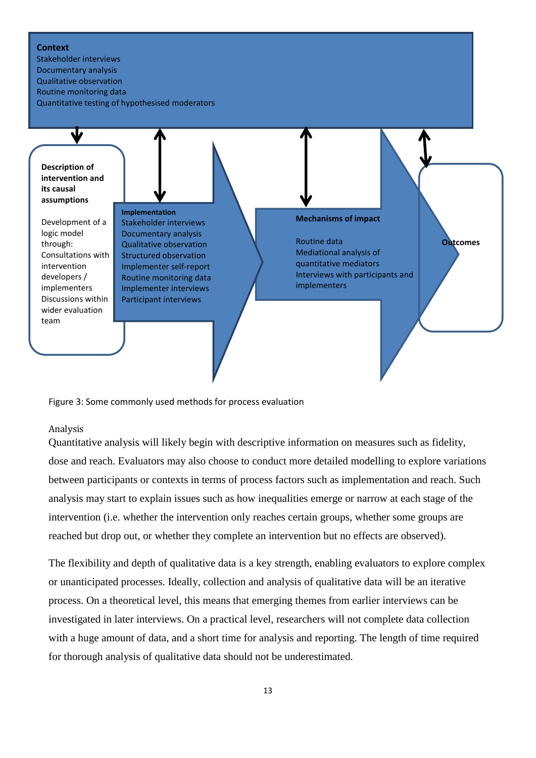**Context**
Stakeholder interviews
Documentary analysis
Qualitative observation
Routine monitoring data
Quantitative testing of hypothesised moderators

**Description of intervention and its causal assumptions**

Development of a logic model through:
Consultations with intervention developers / implementers
Discussions within wider evaluation team

**Implementation**
Stakeholder interviews
Documentary analysis
Qualitative observation
Structured observation
Implementer self-report
Routine monitoring data
Implementer interviews
Participant interviews

**Mechanisms of impact**

Routine data
Mediational analysis of quantitative mediators
Interviews with participants and implementers

**Outcomes**

Figure 3: Some commonly used methods for process evaluation

Analysis

Quantitative analysis will likely begin with descriptive information on measures such as fidelity, dose and reach. Evaluators may also choose to conduct more detailed modelling to explore variations between participants or contexts in terms of process factors such as implementation and reach. Such analysis may start to explain issues such as how inequalities emerge or narrow at each stage of the intervention (i.e. whether the intervention only reaches certain groups, whether some groups are reached but drop out, or whether they complete an intervention but no effects are observed).

The flexibility and depth of qualitative data is a key strength, enabling evaluators to explore complex or unanticipated processes. Ideally, collection and analysis of qualitative data will be an iterative process. On a theoretical level, this means that emerging themes from earlier interviews can be investigated in later interviews. On a practical level, researchers will not complete data collection with a huge amount of data, and a short time for analysis and reporting. The length of time required for thorough analysis of qualitative data should not be underestimated.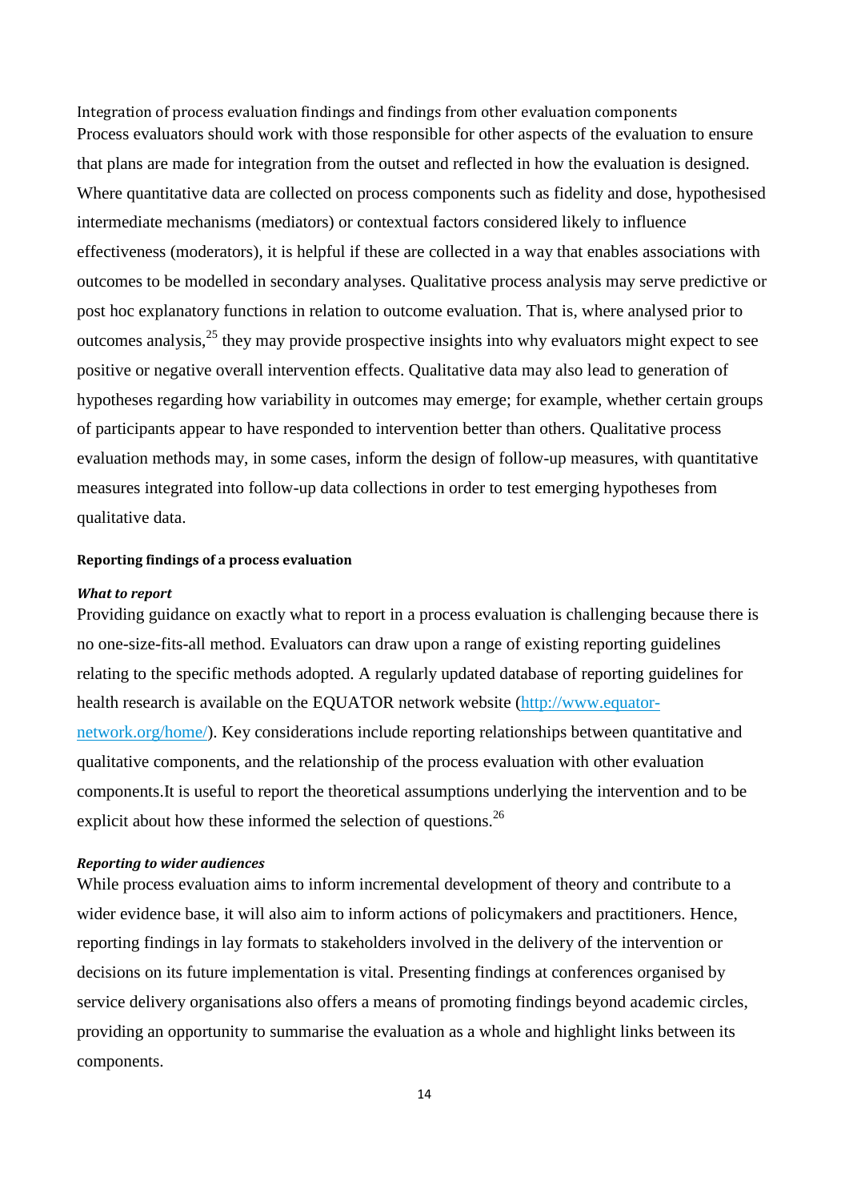### Integration of process evaluation findings and findings from other evaluation components

Process evaluators should work with those responsible for other aspects of the evaluation to ensure that plans are made for integration from the outset and reflected in how the evaluation is designed. Where quantitative data are collected on process components such as fidelity and dose, hypothesised intermediate mechanisms (mediators) or contextual factors considered likely to influence effectiveness (moderators), it is helpful if these are collected in a way that enables associations with outcomes to be modelled in secondary analyses. Qualitative process analysis may serve predictive or post hoc explanatory functions in relation to outcome evaluation. That is, where analysed prior to outcomes analysis,[25] they may provide prospective insights into why evaluators might expect to see positive or negative overall intervention effects. Qualitative data may also lead to generation of hypotheses regarding how variability in outcomes may emerge; for example, whether certain groups of participants appear to have responded to intervention better than others. Qualitative process evaluation methods may, in some cases, inform the design of follow-up measures, with quantitative measures integrated into follow-up data collections in order to test emerging hypotheses from qualitative data.

### Reporting findings of a process evaluation

#### *What to report*

Providing guidance on exactly what to report in a process evaluation is challenging because there is no one-size-fits-all method. Evaluators can draw upon a range of existing reporting guidelines relating to the specific methods adopted. A regularly updated database of reporting guidelines for health research is available on the EQUATOR network website ([http://www.equator-network.org/home/](http://www.equator-network.org/home/)). Key considerations include reporting relationships between quantitative and qualitative components, and the relationship of the process evaluation with other evaluation components.It is useful to report the theoretical assumptions underlying the intervention and to be explicit about how these informed the selection of questions.[26]

#### *Reporting to wider audiences*

While process evaluation aims to inform incremental development of theory and contribute to a wider evidence base, it will also aim to inform actions of policymakers and practitioners. Hence, reporting findings in lay formats to stakeholders involved in the delivery of the intervention or decisions on its future implementation is vital. Presenting findings at conferences organised by service delivery organisations also offers a means of promoting findings beyond academic circles, providing an opportunity to summarise the evaluation as a whole and highlight links between its components.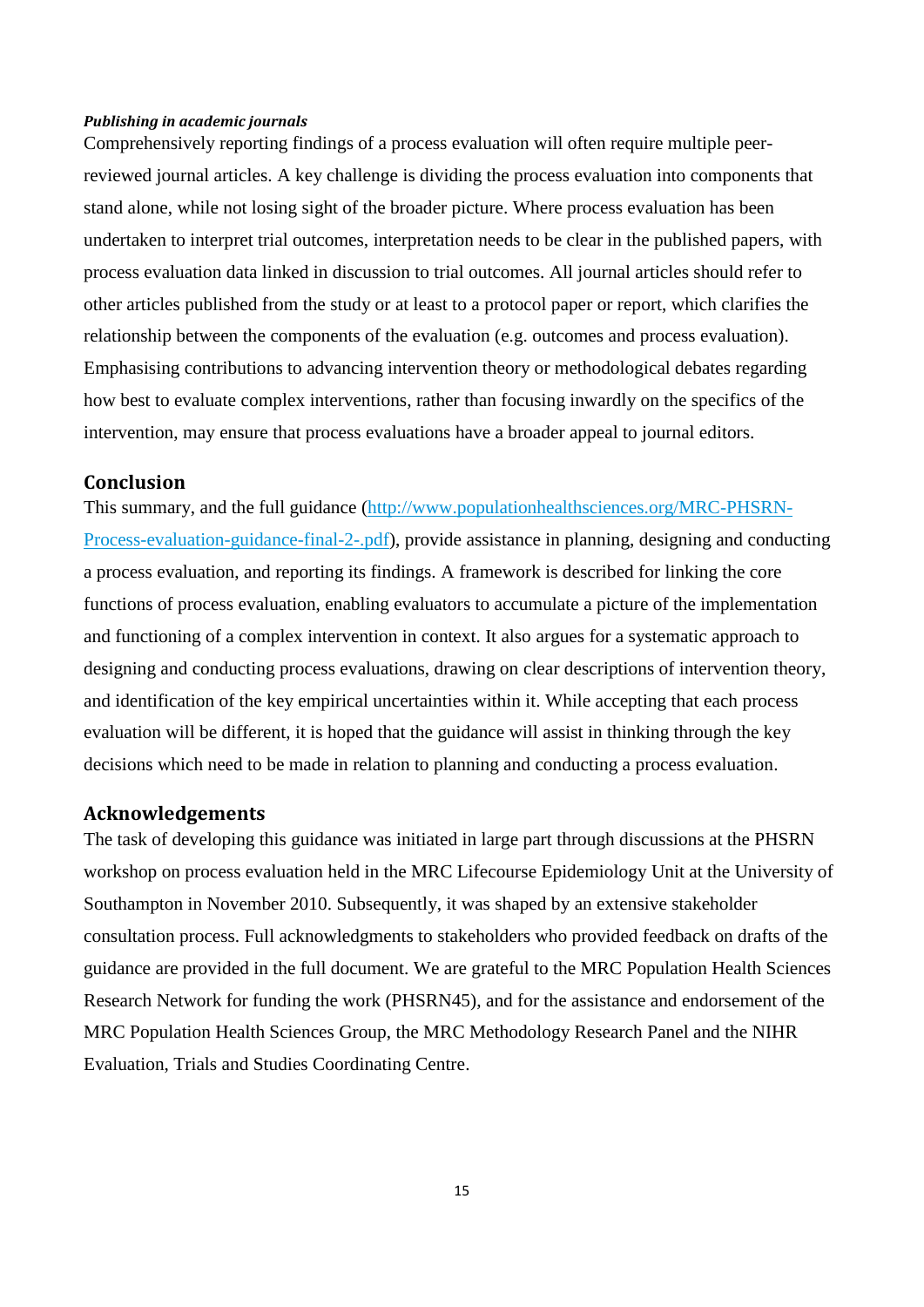***Publishing in academic journals***

Comprehensively reporting findings of a process evaluation will often require multiple peer-reviewed journal articles. A key challenge is dividing the process evaluation into components that stand alone, while not losing sight of the broader picture. Where process evaluation has been undertaken to interpret trial outcomes, interpretation needs to be clear in the published papers, with process evaluation data linked in discussion to trial outcomes. All journal articles should refer to other articles published from the study or at least to a protocol paper or report, which clarifies the relationship between the components of the evaluation (e.g. outcomes and process evaluation). Emphasising contributions to advancing intervention theory or methodological debates regarding how best to evaluate complex interventions, rather than focusing inwardly on the specifics of the intervention, may ensure that process evaluations have a broader appeal to journal editors.

## Conclusion

This summary, and the full guidance ([http://www.populationhealthsciences.org/MRC-PHSRN-Process-evaluation-guidance-final-2-.pdf](http://www.populationhealthsciences.org/MRC-PHSRN-Process-evaluation-guidance-final-2-.pdf)), provide assistance in planning, designing and conducting a process evaluation, and reporting its findings. A framework is described for linking the core functions of process evaluation, enabling evaluators to accumulate a picture of the implementation and functioning of a complex intervention in context. It also argues for a systematic approach to designing and conducting process evaluations, drawing on clear descriptions of intervention theory, and identification of the key empirical uncertainties within it. While accepting that each process evaluation will be different, it is hoped that the guidance will assist in thinking through the key decisions which need to be made in relation to planning and conducting a process evaluation.

## Acknowledgements

The task of developing this guidance was initiated in large part through discussions at the PHSRN workshop on process evaluation held in the MRC Lifecourse Epidemiology Unit at the University of Southampton in November 2010. Subsequently, it was shaped by an extensive stakeholder consultation process. Full acknowledgments to stakeholders who provided feedback on drafts of the guidance are provided in the full document. We are grateful to the MRC Population Health Sciences Research Network for funding the work (PHSRN45), and for the assistance and endorsement of the MRC Population Health Sciences Group, the MRC Methodology Research Panel and the NIHR Evaluation, Trials and Studies Coordinating Centre.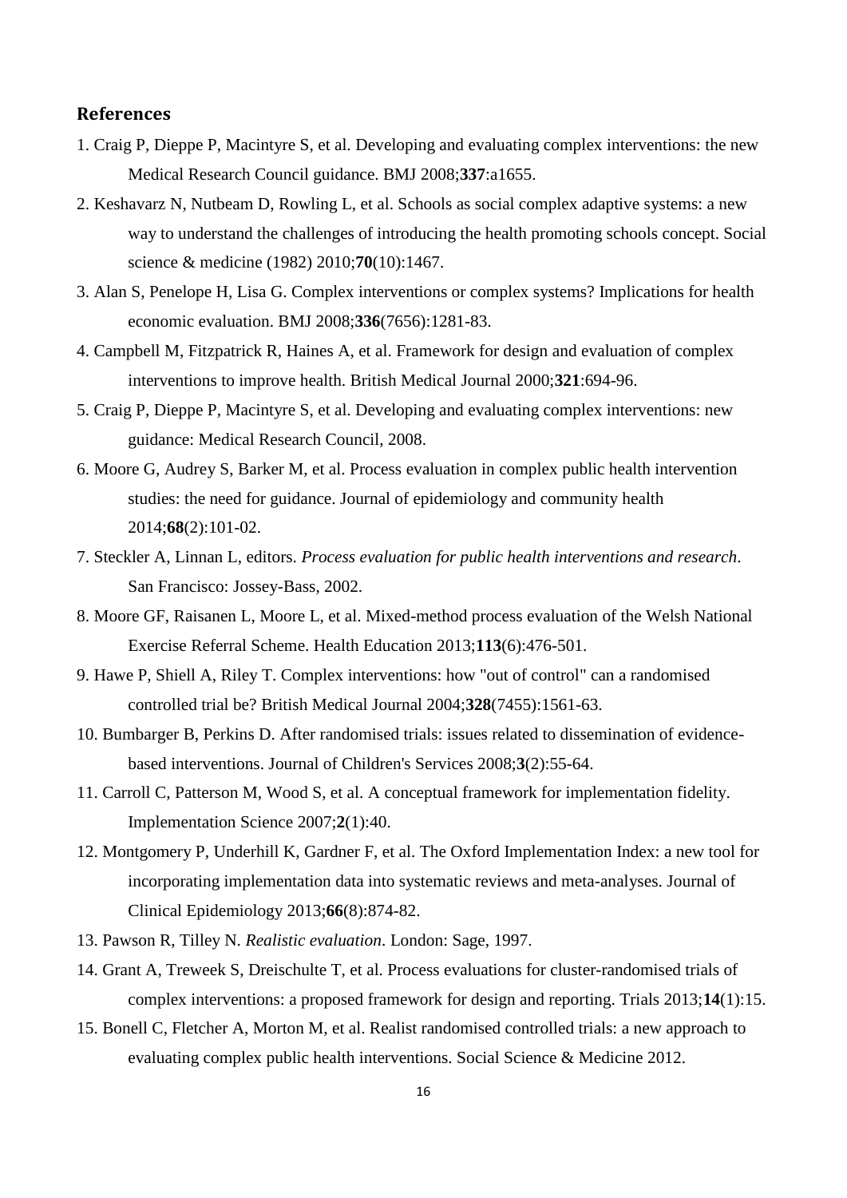## References

1. Craig P, Dieppe P, Macintyre S, et al. Developing and evaluating complex interventions: the new Medical Research Council guidance. BMJ 2008;**337**:a1655.
2. Keshavarz N, Nutbeam D, Rowling L, et al. Schools as social complex adaptive systems: a new way to understand the challenges of introducing the health promoting schools concept. Social science & medicine (1982) 2010;**70**(10):1467.
3. Alan S, Penelope H, Lisa G. Complex interventions or complex systems? Implications for health economic evaluation. BMJ 2008;**336**(7656):1281-83.
4. Campbell M, Fitzpatrick R, Haines A, et al. Framework for design and evaluation of complex interventions to improve health. British Medical Journal 2000;**321**:694-96.
5. Craig P, Dieppe P, Macintyre S, et al. Developing and evaluating complex interventions: new guidance: Medical Research Council, 2008.
6. Moore G, Audrey S, Barker M, et al. Process evaluation in complex public health intervention studies: the need for guidance. Journal of epidemiology and community health 2014;**68**(2):101-02.
7. Steckler A, Linnan L, editors. *Process evaluation for public health interventions and research*. San Francisco: Jossey-Bass, 2002.
8. Moore GF, Raisanen L, Moore L, et al. Mixed-method process evaluation of the Welsh National Exercise Referral Scheme. Health Education 2013;**113**(6):476-501.
9. Hawe P, Shiell A, Riley T. Complex interventions: how "out of control" can a randomised controlled trial be? British Medical Journal 2004;**328**(7455):1561-63.
10. Bumbarger B, Perkins D. After randomised trials: issues related to dissemination of evidence-based interventions. Journal of Children's Services 2008;**3**(2):55-64.
11. Carroll C, Patterson M, Wood S, et al. A conceptual framework for implementation fidelity. Implementation Science 2007;**2**(1):40.
12. Montgomery P, Underhill K, Gardner F, et al. The Oxford Implementation Index: a new tool for incorporating implementation data into systematic reviews and meta-analyses. Journal of Clinical Epidemiology 2013;**66**(8):874-82.
13. Pawson R, Tilley N. *Realistic evaluation*. London: Sage, 1997.
14. Grant A, Treweek S, Dreischulte T, et al. Process evaluations for cluster-randomised trials of complex interventions: a proposed framework for design and reporting. Trials 2013;**14**(1):15.
15. Bonell C, Fletcher A, Morton M, et al. Realist randomised controlled trials: a new approach to evaluating complex public health interventions. Social Science & Medicine 2012.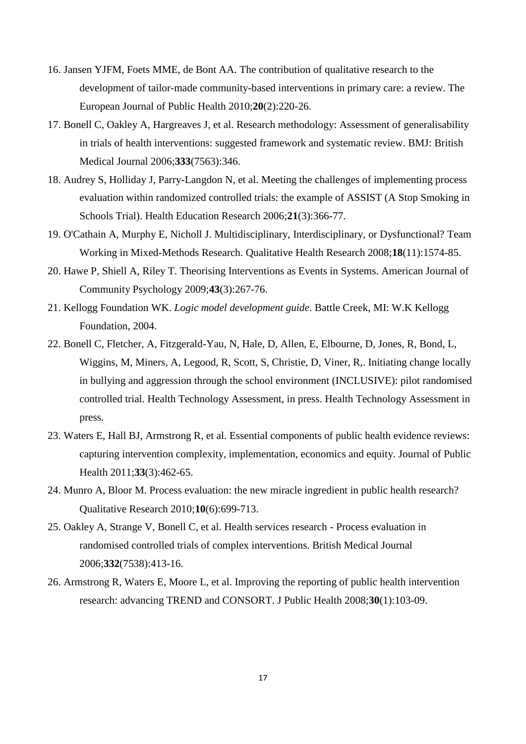16. Jansen YJFM, Foets MME, de Bont AA. The contribution of qualitative research to the development of tailor-made community-based interventions in primary care: a review. The European Journal of Public Health 2010;**20**(2):220-26.
17. Bonell C, Oakley A, Hargreaves J, et al. Research methodology: Assessment of generalisability in trials of health interventions: suggested framework and systematic review. BMJ: British Medical Journal 2006;**333**(7563):346.
18. Audrey S, Holliday J, Parry-Langdon N, et al. Meeting the challenges of implementing process evaluation within randomized controlled trials: the example of ASSIST (A Stop Smoking in Schools Trial). Health Education Research 2006;**21**(3):366-77.
19. O'Cathain A, Murphy E, Nicholl J. Multidisciplinary, Interdisciplinary, or Dysfunctional? Team Working in Mixed-Methods Research. Qualitative Health Research 2008;**18**(11):1574-85.
20. Hawe P, Shiell A, Riley T. Theorising Interventions as Events in Systems. American Journal of Community Psychology 2009;**43**(3):267-76.
21. Kellogg Foundation WK. *Logic model development guide*. Battle Creek, MI: W.K Kellogg Foundation, 2004.
22. Bonell C, Fletcher, A, Fitzgerald-Yau, N, Hale, D, Allen, E, Elbourne, D, Jones, R, Bond, L, Wiggins, M, Miners, A, Legood, R, Scott, S, Christie, D, Viner, R,. Initiating change locally in bullying and aggression through the school environment (INCLUSIVE): pilot randomised controlled trial. Health Technology Assessment, in press. Health Technology Assessment in press.
23. Waters E, Hall BJ, Armstrong R, et al. Essential components of public health evidence reviews: capturing intervention complexity, implementation, economics and equity. Journal of Public Health 2011;**33**(3):462-65.
24. Munro A, Bloor M. Process evaluation: the new miracle ingredient in public health research? Qualitative Research 2010;**10**(6):699-713.
25. Oakley A, Strange V, Bonell C, et al. Health services research - Process evaluation in randomised controlled trials of complex interventions. British Medical Journal 2006;**332**(7538):413-16.
26. Armstrong R, Waters E, Moore L, et al. Improving the reporting of public health intervention research: advancing TREND and CONSORT. J Public Health 2008;**30**(1):103-09.